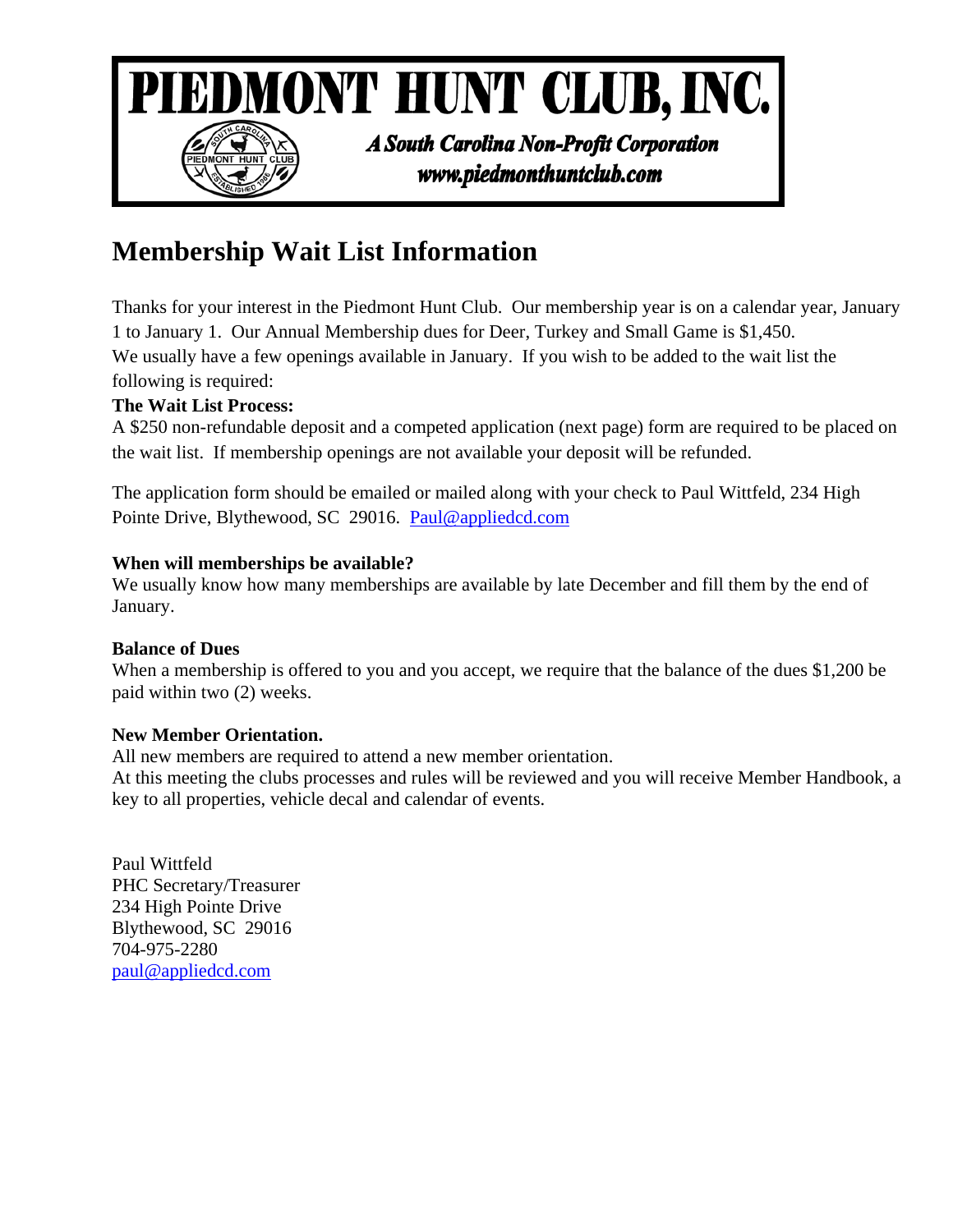# PIEDMONT HUNT CLUB, INC.

***A South Carolina Non-Profit Corporation***

***www.piedmonthuntclub.com***

## Membership Wait List Information

Thanks for your interest in the Piedmont Hunt Club. Our membership year is on a calendar year, January 1 to January 1. Our Annual Membership dues for Deer, Turkey and Small Game is $1,450. We usually have a few openings available in January. If you wish to be added to the wait list the following is required:

**The Wait List Process:**

A $250 non-refundable deposit and a competed application (next page) form are required to be placed on the wait list. If membership openings are not available your deposit will be refunded.

The application form should be emailed or mailed along with your check to Paul Wittfeld, 234 High Pointe Drive, Blythewood, SC 29016. Paul@appliedcd.com

**When will memberships be available?**

We usually know how many memberships are available by late December and fill them by the end of January.

**Balance of Dues**

When a membership is offered to you and you accept, we require that the balance of the dues $1,200 be paid within two (2) weeks.

**New Member Orientation.**

All new members are required to attend a new member orientation.
At this meeting the clubs processes and rules will be reviewed and you will receive Member Handbook, a key to all properties, vehicle decal and calendar of events.

Paul Wittfeld
PHC Secretary/Treasurer
234 High Pointe Drive
Blythewood, SC 29016
704-975-2280
paul@appliedcd.com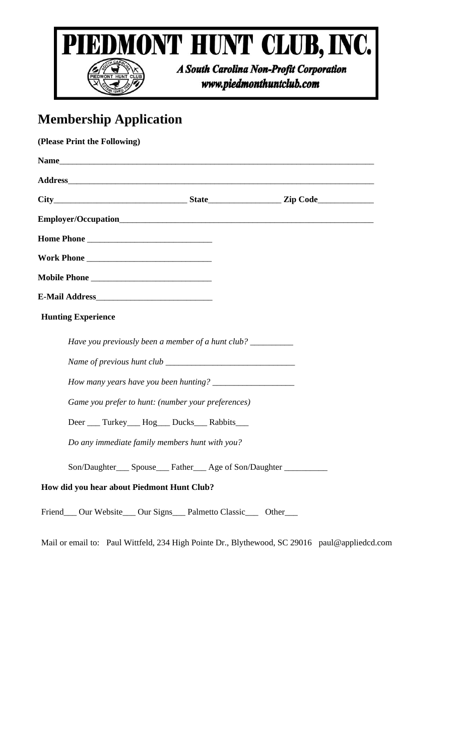# PIEDMONT HUNT CLUB, INC.

***A South Carolina Non-Profit Corporation***
***www.piedmonthuntclub.com***

## Membership Application

**(Please Print the Following)**

**Name**\_\_\_\_\_\_\_\_\_\_\_\_\_\_\_\_\_\_\_\_\_\_\_\_\_\_\_\_\_\_\_\_\_\_\_\_\_\_\_\_\_\_\_\_\_\_\_\_\_\_\_\_\_\_\_\_\_\_\_\_

**Address**\_\_\_\_\_\_\_\_\_\_\_\_\_\_\_\_\_\_\_\_\_\_\_\_\_\_\_\_\_\_\_\_\_\_\_\_\_\_\_\_\_\_\_\_\_\_\_\_\_\_\_\_\_\_\_\_\_\_

**City**\_\_\_\_\_\_\_\_\_\_\_\_\_\_\_\_\_\_\_\_\_\_\_\_\_\_ **State**\_\_\_\_\_\_\_\_\_\_\_\_\_\_\_ **Zip Code**\_\_\_\_\_\_\_\_\_\_\_\_

**Employer/Occupation**\_\_\_\_\_\_\_\_\_\_\_\_\_\_\_\_\_\_\_\_\_\_\_\_\_\_\_\_\_\_\_\_\_\_\_\_\_\_\_\_\_\_\_\_\_\_\_\_\_\_

**Home Phone** \_\_\_\_\_\_\_\_\_\_\_\_\_\_\_\_\_\_\_\_\_\_\_\_\_\_

**Work Phone** \_\_\_\_\_\_\_\_\_\_\_\_\_\_\_\_\_\_\_\_\_\_\_\_\_\_

**Mobile Phone** \_\_\_\_\_\_\_\_\_\_\_\_\_\_\_\_\_\_\_\_\_\_\_\_\_

**E-Mail Address**\_\_\_\_\_\_\_\_\_\_\_\_\_\_\_\_\_\_\_\_\_\_\_\_

**Hunting Experience**

*Have you previously been a member of a hunt club?* \_\_\_\_\_\_\_\_\_

*Name of previous hunt club* \_\_\_\_\_\_\_\_\_\_\_\_\_\_\_\_\_\_\_\_\_\_\_\_\_\_\_\_

*How many years have you been hunting?* \_\_\_\_\_\_\_\_\_\_\_\_\_\_\_\_\_\_

*Game you prefer to hunt: (number your preferences)*

Deer \_\_\_ Turkey\_\_\_ Hog\_\_\_ Ducks\_\_\_ Rabbits\_\_\_

*Do any immediate family members hunt with you?*

Son/Daughter\_\_\_ Spouse\_\_\_ Father\_\_\_ Age of Son/Daughter \_\_\_\_\_\_\_\_\_

**How did you hear about Piedmont Hunt Club?**

Friend\_\_\_ Our Website\_\_\_ Our Signs\_\_\_ Palmetto Classic\_\_\_ Other\_\_\_

Mail or email to: Paul Wittfeld, 234 High Pointe Dr., Blythewood, SC 29016 paul@appliedcd.com